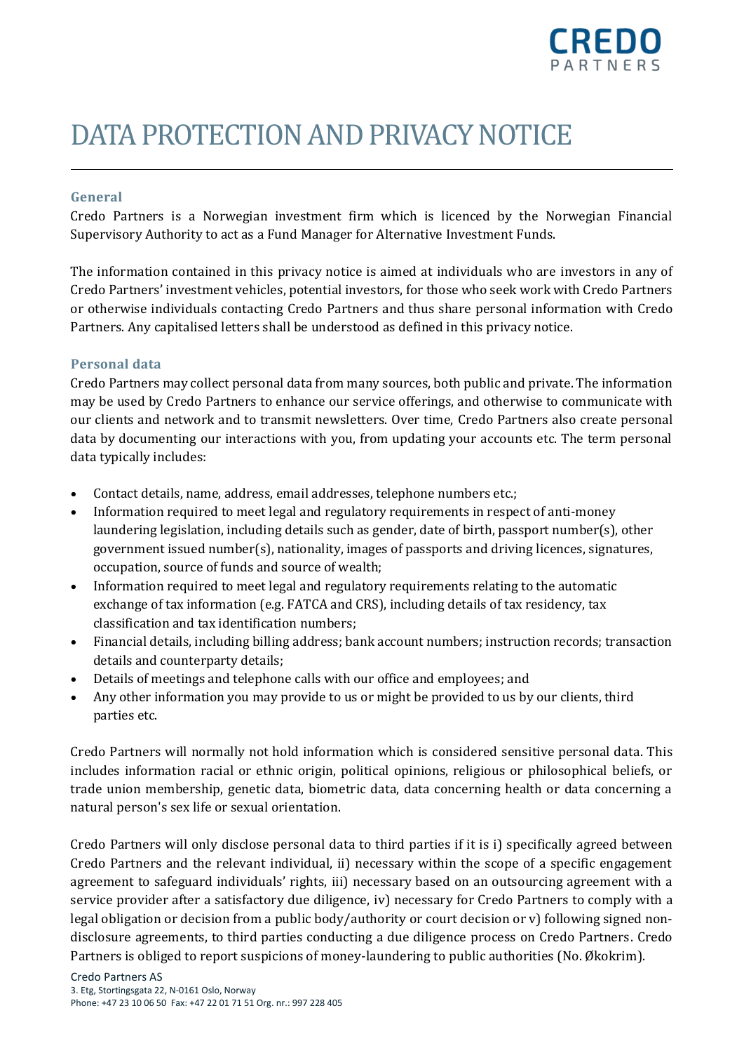# DATA PROTECTION AND PRIVACY NOTICE

### General

Credo Partners is a Norwegian investment firm which is licenced by the Norwegian Financial Supervisory Authority to act as a Fund Manager for Alternative Investment Funds.

The information contained in this privacy notice is aimed at individuals who are investors in any of Credo Partners' investment vehicles, potential investors, for those who seek work with Credo Partners or otherwise individuals contacting Credo Partners and thus share personal information with Credo Partners. Any capitalised letters shall be understood as defined in this privacy notice.

### Personal data

Credo Partners may collect personal data from many sources, both public and private. The information may be used by Credo Partners to enhance our service offerings, and otherwise to communicate with our clients and network and to transmit newsletters. Over time, Credo Partners also create personal data by documenting our interactions with you, from updating your accounts etc. The term personal data typically includes:

- Contact details, name, address, email addresses, telephone numbers etc.;
- Information required to meet legal and regulatory requirements in respect of anti-money laundering legislation, including details such as gender, date of birth, passport number(s), other government issued number(s), nationality, images of passports and driving licences, signatures, occupation, source of funds and source of wealth;
- Information required to meet legal and regulatory requirements relating to the automatic exchange of tax information (e.g. FATCA and CRS), including details of tax residency, tax classification and tax identification numbers;
- Financial details, including billing address; bank account numbers; instruction records; transaction details and counterparty details;
- Details of meetings and telephone calls with our office and employees; and
- Any other information you may provide to us or might be provided to us by our clients, third parties etc.

Credo Partners will normally not hold information which is considered sensitive personal data. This includes information racial or ethnic origin, political opinions, religious or philosophical beliefs, or trade union membership, genetic data, biometric data, data concerning health or data concerning a natural person's sex life or sexual orientation.

Credo Partners will only disclose personal data to third parties if it is i) specifically agreed between Credo Partners and the relevant individual, ii) necessary within the scope of a specific engagement agreement to safeguard individuals' rights, iii) necessary based on an outsourcing agreement with a service provider after a satisfactory due diligence, iv) necessary for Credo Partners to comply with a legal obligation or decision from a public body/authority or court decision or v) following signed non-disclosure agreements, to third parties conducting a due diligence process on Credo Partners. Credo Partners is obliged to report suspicions of money-laundering to public authorities (No. Økokrim).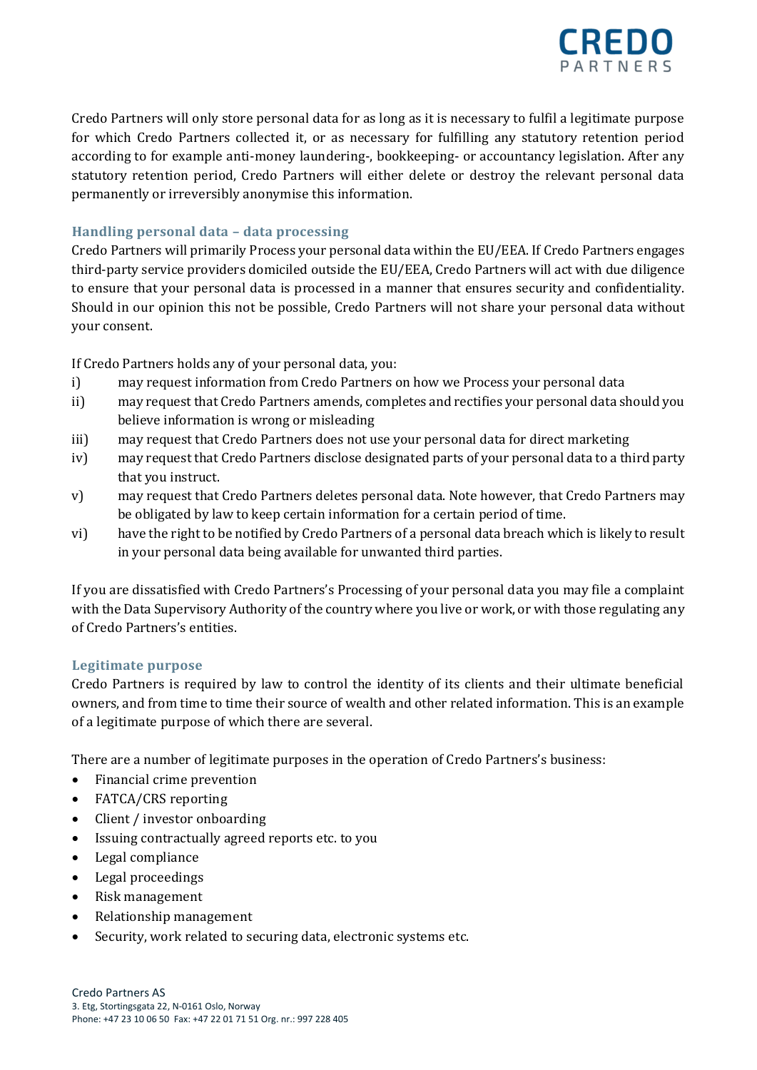Credo Partners will only store personal data for as long as it is necessary to fulfil a legitimate purpose for which Credo Partners collected it, or as necessary for fulfilling any statutory retention period according to for example anti-money laundering-, bookkeeping- or accountancy legislation. After any statutory retention period, Credo Partners will either delete or destroy the relevant personal data permanently or irreversibly anonymise this information.

### Handling personal data – data processing

Credo Partners will primarily Process your personal data within the EU/EEA. If Credo Partners engages third-party service providers domiciled outside the EU/EEA, Credo Partners will act with due diligence to ensure that your personal data is processed in a manner that ensures security and confidentiality. Should in our opinion this not be possible, Credo Partners will not share your personal data without your consent.

If Credo Partners holds any of your personal data, you:

- i) may request information from Credo Partners on how we Process your personal data
- ii) may request that Credo Partners amends, completes and rectifies your personal data should you believe information is wrong or misleading
- iii) may request that Credo Partners does not use your personal data for direct marketing
- iv) may request that Credo Partners disclose designated parts of your personal data to a third party that you instruct.
- v) may request that Credo Partners deletes personal data. Note however, that Credo Partners may be obligated by law to keep certain information for a certain period of time.
- vi) have the right to be notified by Credo Partners of a personal data breach which is likely to result in your personal data being available for unwanted third parties.

If you are dissatisfied with Credo Partners's Processing of your personal data you may file a complaint with the Data Supervisory Authority of the country where you live or work, or with those regulating any of Credo Partners's entities.

### Legitimate purpose

Credo Partners is required by law to control the identity of its clients and their ultimate beneficial owners, and from time to time their source of wealth and other related information. This is an example of a legitimate purpose of which there are several.

There are a number of legitimate purposes in the operation of Credo Partners's business:

- Financial crime prevention
- FATCA/CRS reporting
- Client / investor onboarding
- Issuing contractually agreed reports etc. to you
- Legal compliance
- Legal proceedings
- Risk management
- Relationship management
- Security, work related to securing data, electronic systems etc.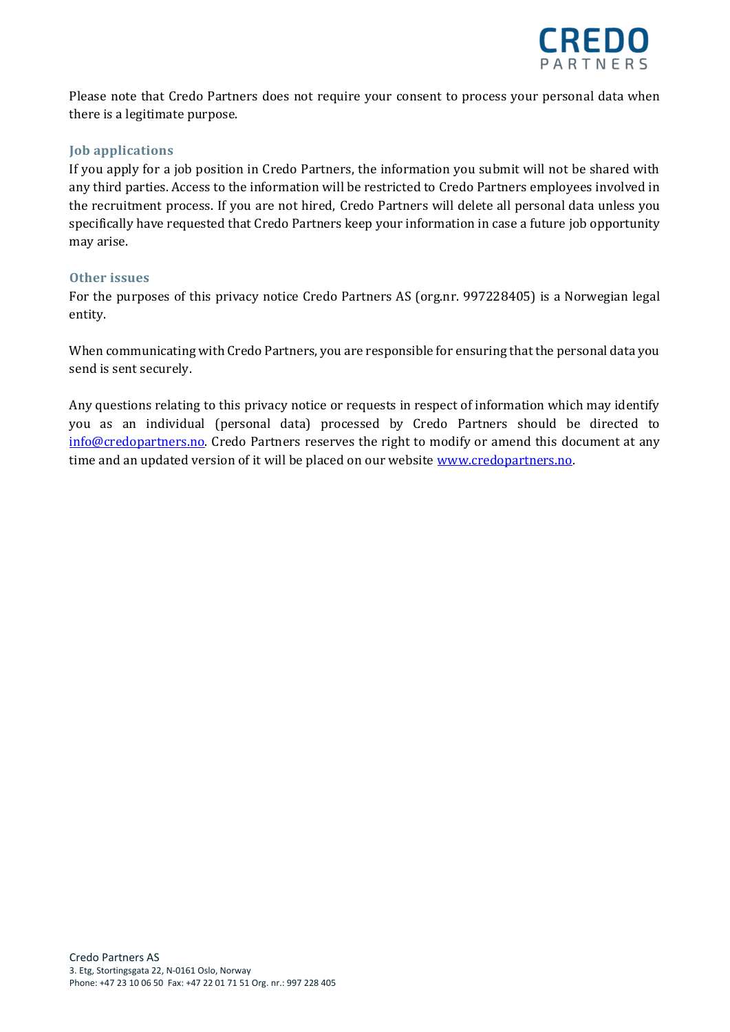Please note that Credo Partners does not require your consent to process your personal data when there is a legitimate purpose.

### Job applications

If you apply for a job position in Credo Partners, the information you submit will not be shared with any third parties. Access to the information will be restricted to Credo Partners employees involved in the recruitment process. If you are not hired, Credo Partners will delete all personal data unless you specifically have requested that Credo Partners keep your information in case a future job opportunity may arise.

### Other issues

For the purposes of this privacy notice Credo Partners AS (org.nr. 997228405) is a Norwegian legal entity.

When communicating with Credo Partners, you are responsible for ensuring that the personal data you send is sent securely.

Any questions relating to this privacy notice or requests in respect of information which may identify you as an individual (personal data) processed by Credo Partners should be directed to [info@credopartners.no](mailto:info@credopartners.no). Credo Partners reserves the right to modify or amend this document at any time and an updated version of it will be placed on our website [www.credopartners.no](http://www.credopartners.no).